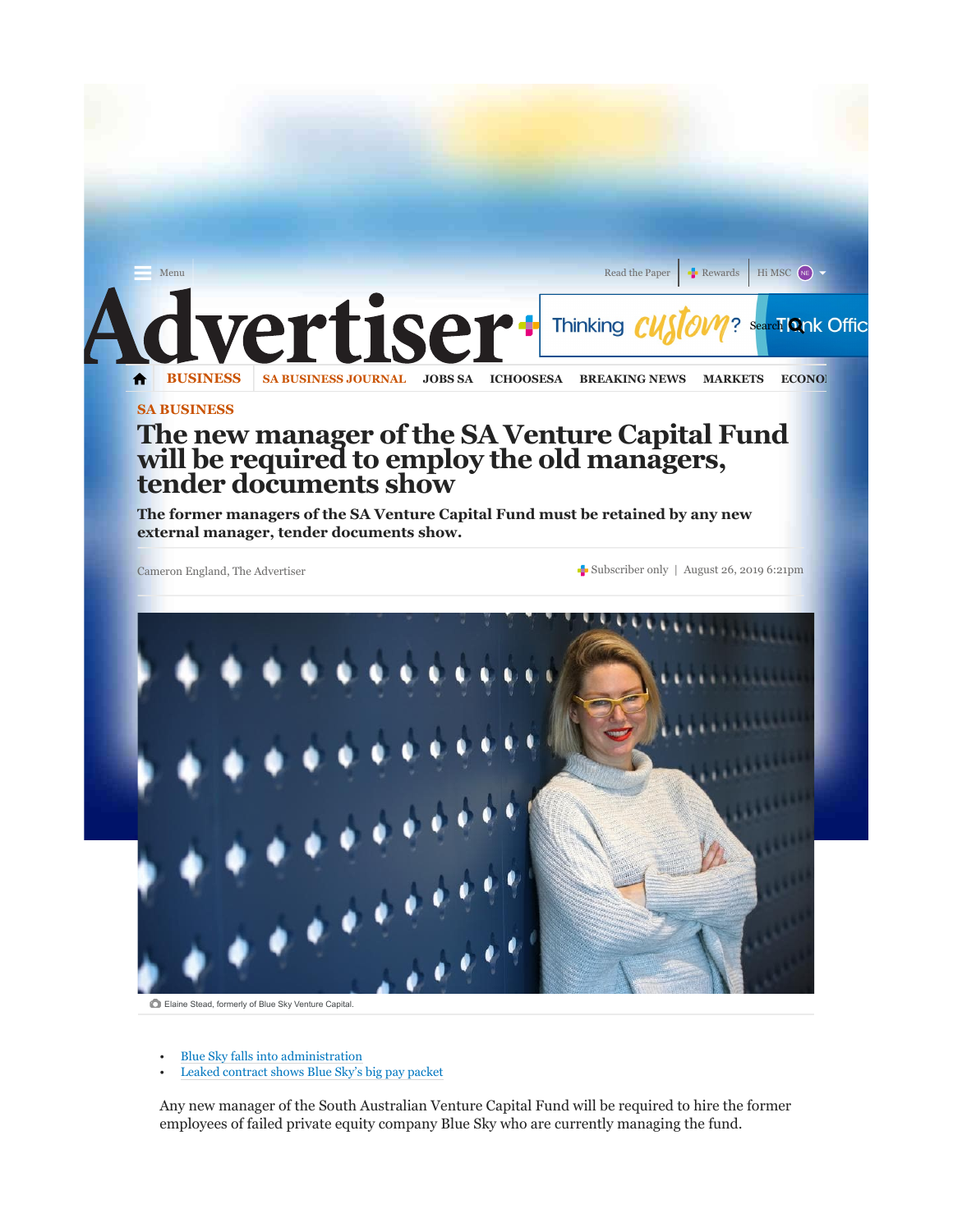SA BUSINESS

# The new manager of the SA Venture Capital Fund will be required to employ the old managers, tender documents show

**The former managers of the SA Venture Capital Fund must be retained by any new external manager, tender documents show.**

Cameron England, The Advertiser

Subscriber only | August 26, 2019 6:21pm

Elaine Stead, formerly of Blue Sky Venture Capital.

- Blue Sky falls into administration
- Leaked contract shows Blue Sky's big pay packet

Any new manager of the South Australian Venture Capital Fund will be required to hire the former employees of failed private equity company Blue Sky who are currently managing the fund.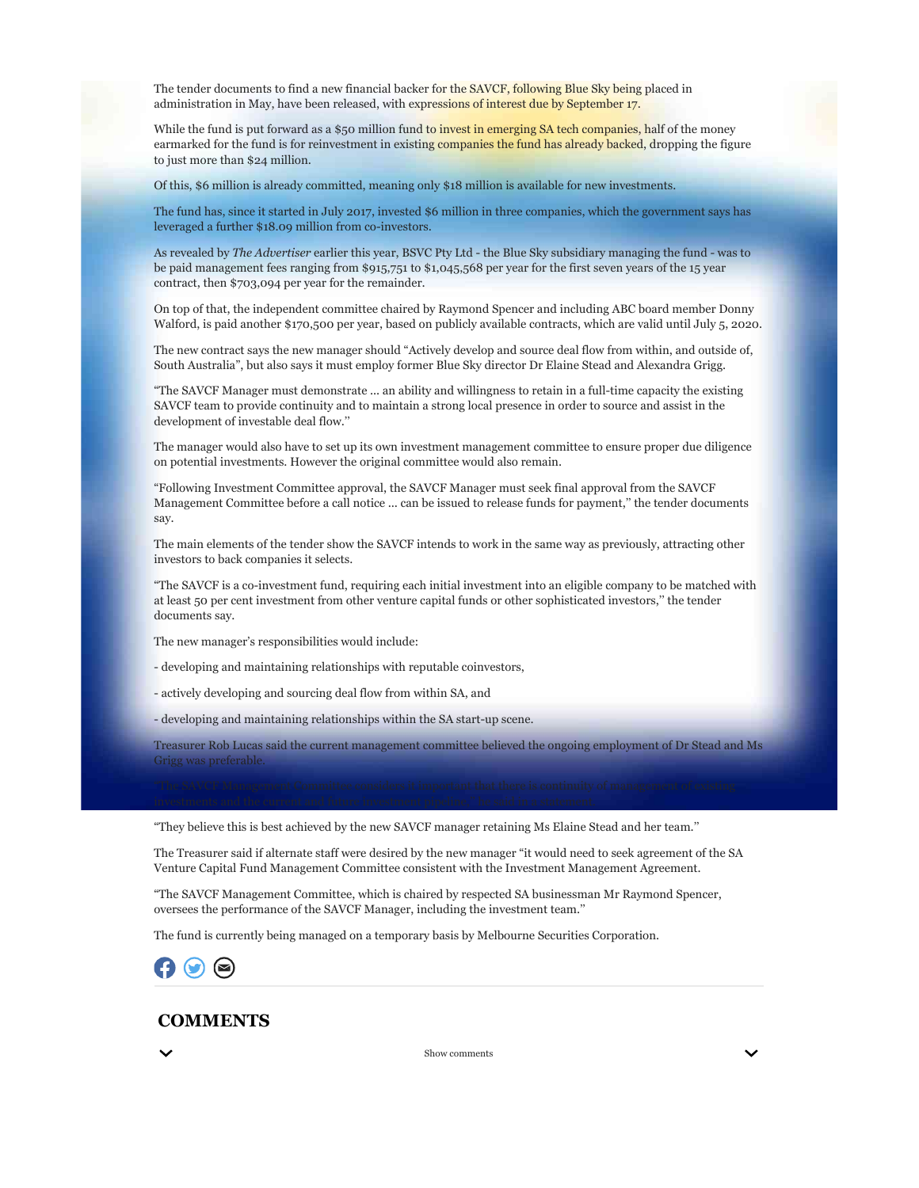The tender documents to find a new financial backer for the SAVCF, following Blue Sky being placed in administration in May, have been released, with expressions of interest due by September 17.

While the fund is put forward as a $50 million fund to invest in emerging SA tech companies, half of the money earmarked for the fund is for reinvestment in existing companies the fund has already backed, dropping the figure to just more than $24 million.

Of this, $6 million is already committed, meaning only $18 million is available for new investments.

The fund has, since it started in July 2017, invested $6 million in three companies, which the government says has leveraged a further $18.09 million from co-investors.

As revealed by *The Advertiser* earlier this year, BSVC Pty Ltd - the Blue Sky subsidiary managing the fund - was to be paid management fees ranging from $915,751 to $1,045,568 per year for the first seven years of the 15 year contract, then $703,094 per year for the remainder.

On top of that, the independent committee chaired by Raymond Spencer and including ABC board member Donny Walford, is paid another $170,500 per year, based on publicly available contracts, which are valid until July 5, 2020.

The new contract says the new manager should "Actively develop and source deal flow from within, and outside of, South Australia", but also says it must employ former Blue Sky director Dr Elaine Stead and Alexandra Grigg.

"The SAVCF Manager must demonstrate ... an ability and willingness to retain in a full-time capacity the existing SAVCF team to provide continuity and to maintain a strong local presence in order to source and assist in the development of investable deal flow."

The manager would also have to set up its own investment management committee to ensure proper due diligence on potential investments. However the original committee would also remain.

"Following Investment Committee approval, the SAVCF Manager must seek final approval from the SAVCF Management Committee before a call notice ... can be issued to release funds for payment," the tender documents say.

The main elements of the tender show the SAVCF intends to work in the same way as previously, attracting other investors to back companies it selects.

"The SAVCF is a co-investment fund, requiring each initial investment into an eligible company to be matched with at least 50 per cent investment from other venture capital funds or other sophisticated investors," the tender documents say.

The new manager's responsibilities would include:

- developing and maintaining relationships with reputable coinvestors,

- actively developing and sourcing deal flow from within SA, and

- developing and maintaining relationships within the SA start-up scene.

Treasurer Rob Lucas said the current management committee believed the ongoing employment of Dr Stead and Ms Grigg was preferable.

"The SAVCF Management Committee considers it important that there is continuity of management of existing investments and the current and future investment pipeline," he said in a statement.

"They believe this is best achieved by the new SAVCF manager retaining Ms Elaine Stead and her team."

The Treasurer said if alternate staff were desired by the new manager "it would need to seek agreement of the SA Venture Capital Fund Management Committee consistent with the Investment Management Agreement.

"The SAVCF Management Committee, which is chaired by respected SA businessman Mr Raymond Spencer, oversees the performance of the SAVCF Manager, including the investment team."

The fund is currently being managed on a temporary basis by Melbourne Securities Corporation.

## COMMENTS

Show comments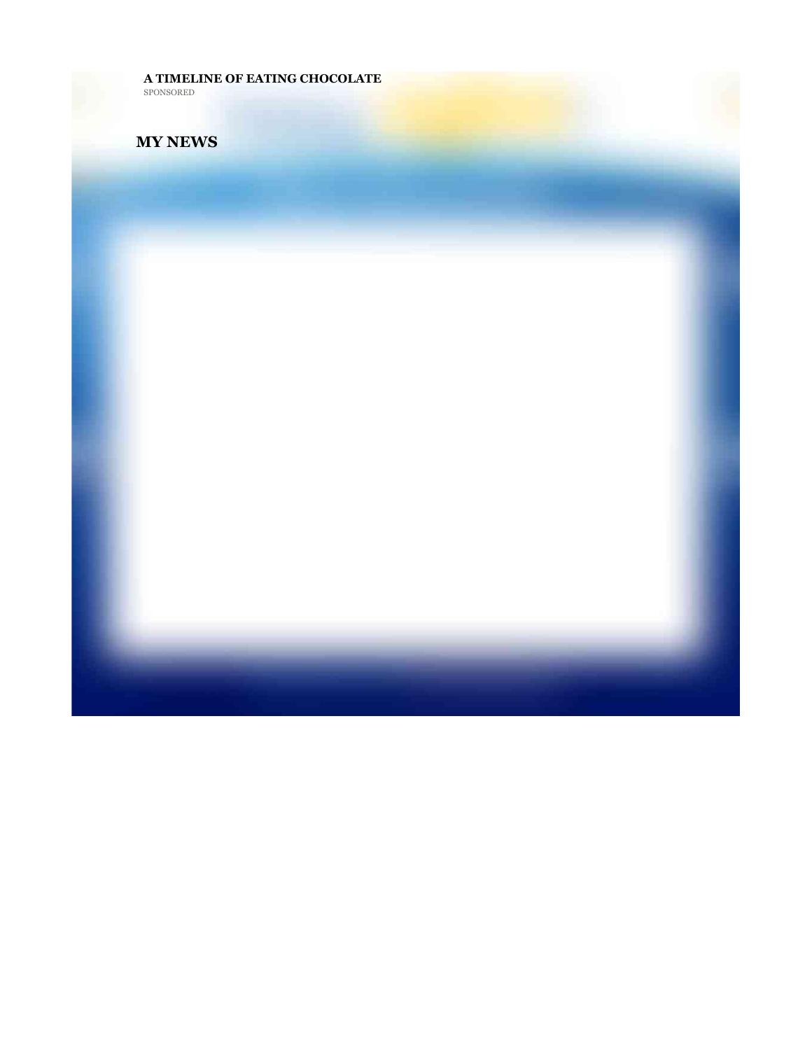**A TIMELINE OF EATING CHOCOLATE**

SPONSORED

## MY NEWS